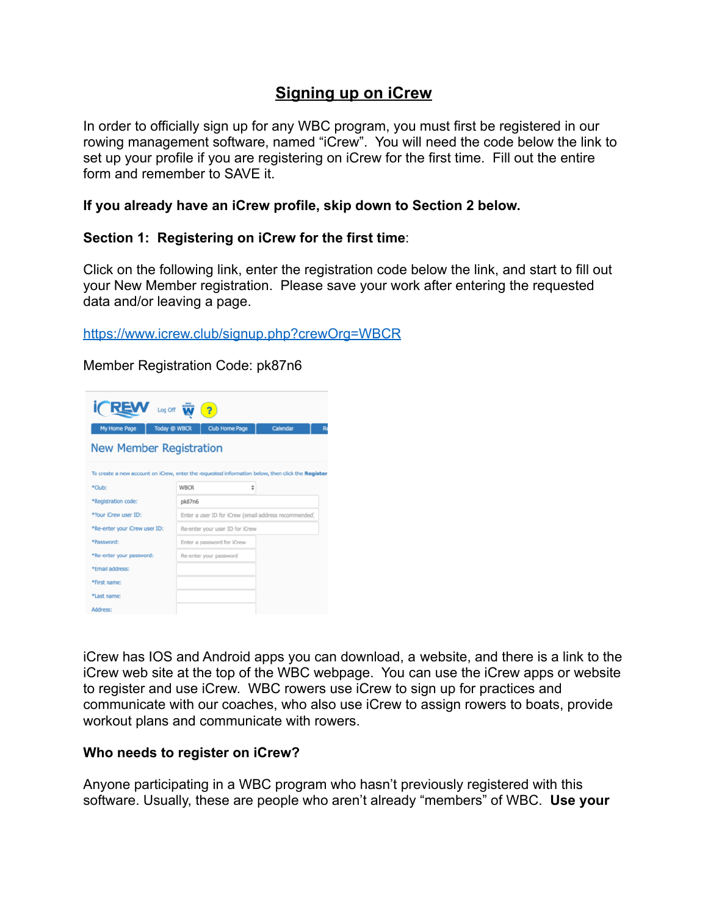# Signing up on iCrew

In order to officially sign up for any WBC program, you must first be registered in our rowing management software, named "iCrew". You will need the code below the link to set up your profile if you are registering on iCrew for the first time. Fill out the entire form and remember to SAVE it.

**If you already have an iCrew profile, skip down to Section 2 below.**

**Section 1: Registering on iCrew for the first time**:

Click on the following link, enter the registration code below the link, and start to fill out your New Member registration. Please save your work after entering the requested data and/or leaving a page.

[https://www.icrew.club/signup.php?crewOrg=WBCR](https://www.icrew.club/signup.php?crewOrg=WBCR)

Member Registration Code: pk87n6

iCrew has IOS and Android apps you can download, a website, and there is a link to the iCrew web site at the top of the WBC webpage. You can use the iCrew apps or website to register and use iCrew. WBC rowers use iCrew to sign up for practices and communicate with our coaches, who also use iCrew to assign rowers to boats, provide workout plans and communicate with rowers.

**Who needs to register on iCrew?**

Anyone participating in a WBC program who hasn't previously registered with this software. Usually, these are people who aren't already "members" of WBC. **Use your**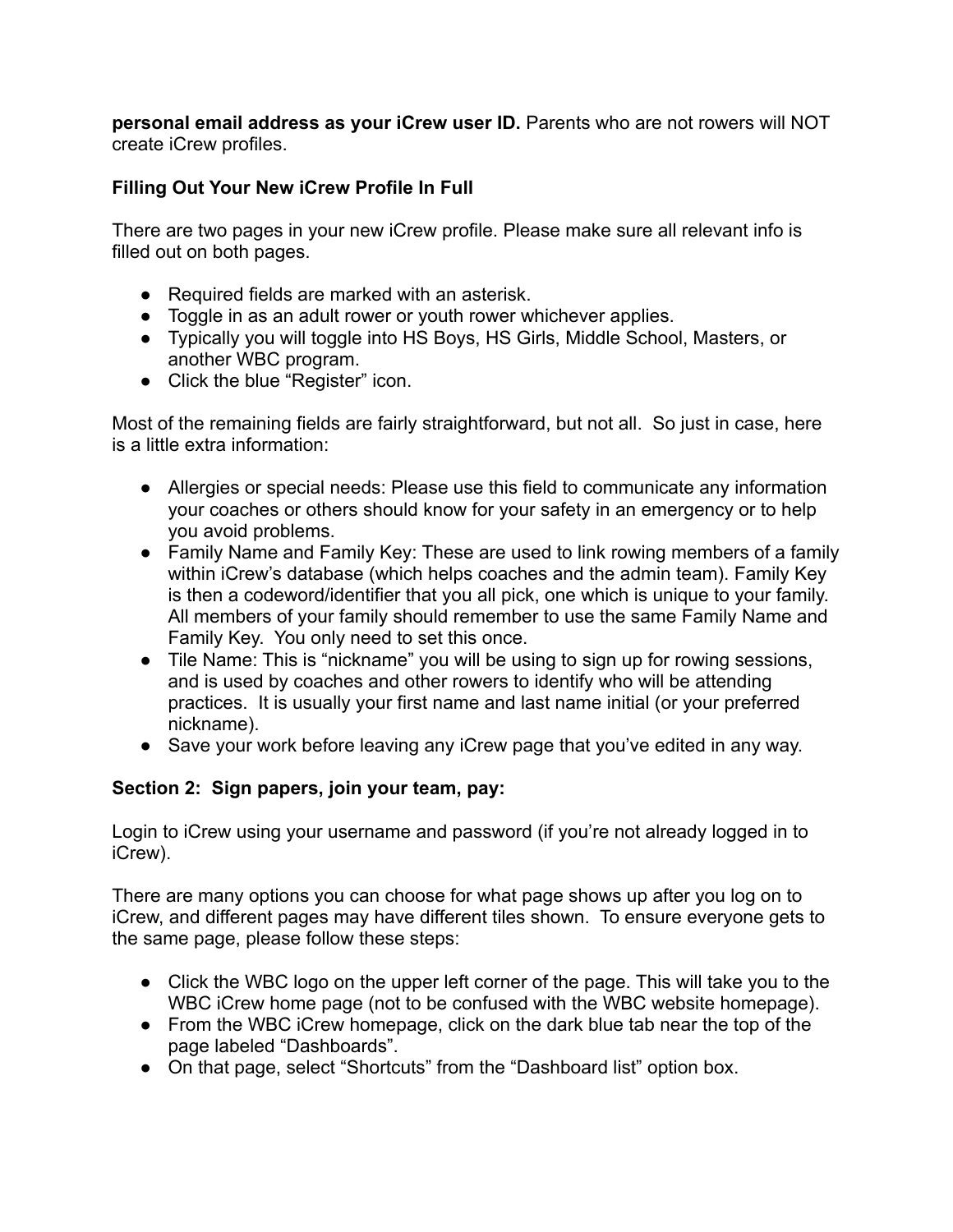**personal email address as your iCrew user ID.** Parents who are not rowers will NOT create iCrew profiles.

**Filling Out Your New iCrew Profile In Full**

There are two pages in your new iCrew profile. Please make sure all relevant info is filled out on both pages.

- Required fields are marked with an asterisk.
- Toggle in as an adult rower or youth rower whichever applies.
- Typically you will toggle into HS Boys, HS Girls, Middle School, Masters, or another WBC program.
- Click the blue "Register" icon.

Most of the remaining fields are fairly straightforward, but not all. So just in case, here is a little extra information:

- Allergies or special needs: Please use this field to communicate any information your coaches or others should know for your safety in an emergency or to help you avoid problems.
- Family Name and Family Key: These are used to link rowing members of a family within iCrew's database (which helps coaches and the admin team). Family Key is then a codeword/identifier that you all pick, one which is unique to your family. All members of your family should remember to use the same Family Name and Family Key. You only need to set this once.
- Tile Name: This is "nickname" you will be using to sign up for rowing sessions, and is used by coaches and other rowers to identify who will be attending practices. It is usually your first name and last name initial (or your preferred nickname).
- Save your work before leaving any iCrew page that you've edited in any way.

**Section 2: Sign papers, join your team, pay:**

Login to iCrew using your username and password (if you're not already logged in to iCrew).

There are many options you can choose for what page shows up after you log on to iCrew, and different pages may have different tiles shown. To ensure everyone gets to the same page, please follow these steps:

- Click the WBC logo on the upper left corner of the page. This will take you to the WBC iCrew home page (not to be confused with the WBC website homepage).
- From the WBC iCrew homepage, click on the dark blue tab near the top of the page labeled "Dashboards".
- On that page, select "Shortcuts" from the "Dashboard list" option box.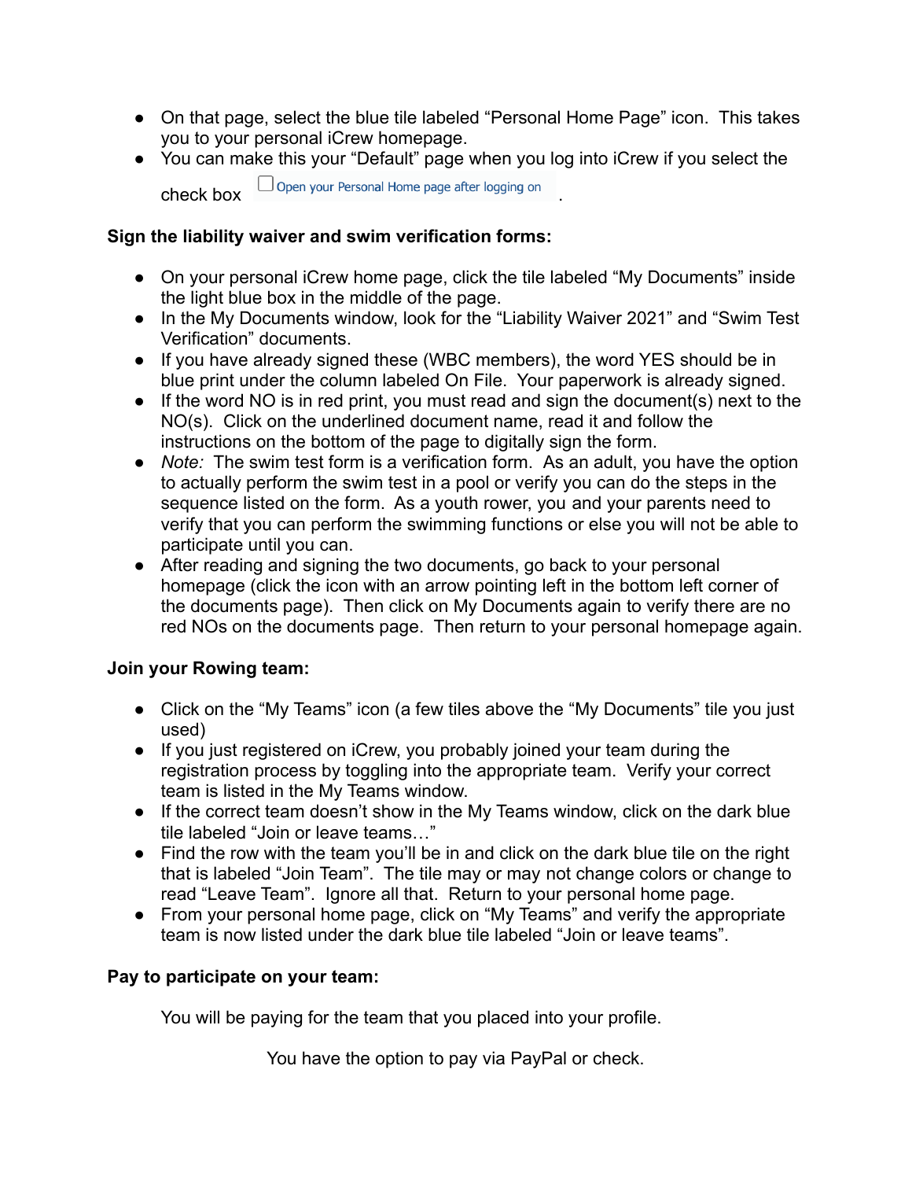- On that page, select the blue tile labeled "Personal Home Page" icon. This takes you to your personal iCrew homepage.
- You can make this your "Default" page when you log into iCrew if you select the check box ☐ Open your Personal Home page after logging on .

**Sign the liability waiver and swim verification forms:**

- On your personal iCrew home page, click the tile labeled "My Documents" inside the light blue box in the middle of the page.
- In the My Documents window, look for the "Liability Waiver 2021" and "Swim Test Verification" documents.
- If you have already signed these (WBC members), the word YES should be in blue print under the column labeled On File. Your paperwork is already signed.
- If the word NO is in red print, you must read and sign the document(s) next to the NO(s). Click on the underlined document name, read it and follow the instructions on the bottom of the page to digitally sign the form.
- *Note:* The swim test form is a verification form. As an adult, you have the option to actually perform the swim test in a pool or verify you can do the steps in the sequence listed on the form. As a youth rower, you and your parents need to verify that you can perform the swimming functions or else you will not be able to participate until you can.
- After reading and signing the two documents, go back to your personal homepage (click the icon with an arrow pointing left in the bottom left corner of the documents page). Then click on My Documents again to verify there are no red NOs on the documents page. Then return to your personal homepage again.

**Join your Rowing team:**

- Click on the "My Teams" icon (a few tiles above the "My Documents" tile you just used)
- If you just registered on iCrew, you probably joined your team during the registration process by toggling into the appropriate team. Verify your correct team is listed in the My Teams window.
- If the correct team doesn't show in the My Teams window, click on the dark blue tile labeled "Join or leave teams…"
- Find the row with the team you'll be in and click on the dark blue tile on the right that is labeled "Join Team". The tile may or may not change colors or change to read "Leave Team". Ignore all that. Return to your personal home page.
- From your personal home page, click on "My Teams" and verify the appropriate team is now listed under the dark blue tile labeled "Join or leave teams".

**Pay to participate on your team:**

You will be paying for the team that you placed into your profile.

You have the option to pay via PayPal or check.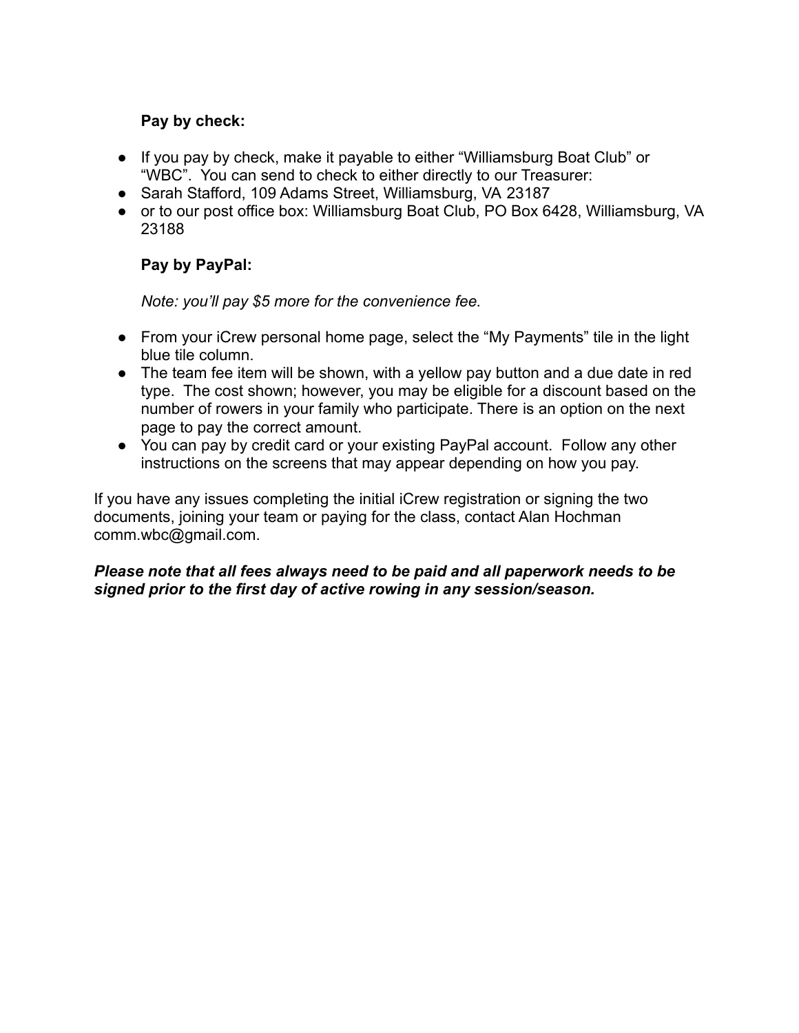**Pay by check:**

- If you pay by check, make it payable to either "Williamsburg Boat Club" or "WBC". You can send to check to either directly to our Treasurer:
- Sarah Stafford, 109 Adams Street, Williamsburg, VA 23187
- or to our post office box: Williamsburg Boat Club, PO Box 6428, Williamsburg, VA 23188

**Pay by PayPal:**

*Note: you'll pay $5 more for the convenience fee.*

- From your iCrew personal home page, select the "My Payments" tile in the light blue tile column.
- The team fee item will be shown, with a yellow pay button and a due date in red type. The cost shown; however, you may be eligible for a discount based on the number of rowers in your family who participate. There is an option on the next page to pay the correct amount.
- You can pay by credit card or your existing PayPal account. Follow any other instructions on the screens that may appear depending on how you pay.

If you have any issues completing the initial iCrew registration or signing the two documents, joining your team or paying for the class, contact Alan Hochman comm.wbc@gmail.com.

***Please note that all fees always need to be paid and all paperwork needs to be signed prior to the first day of active rowing in any session/season.***